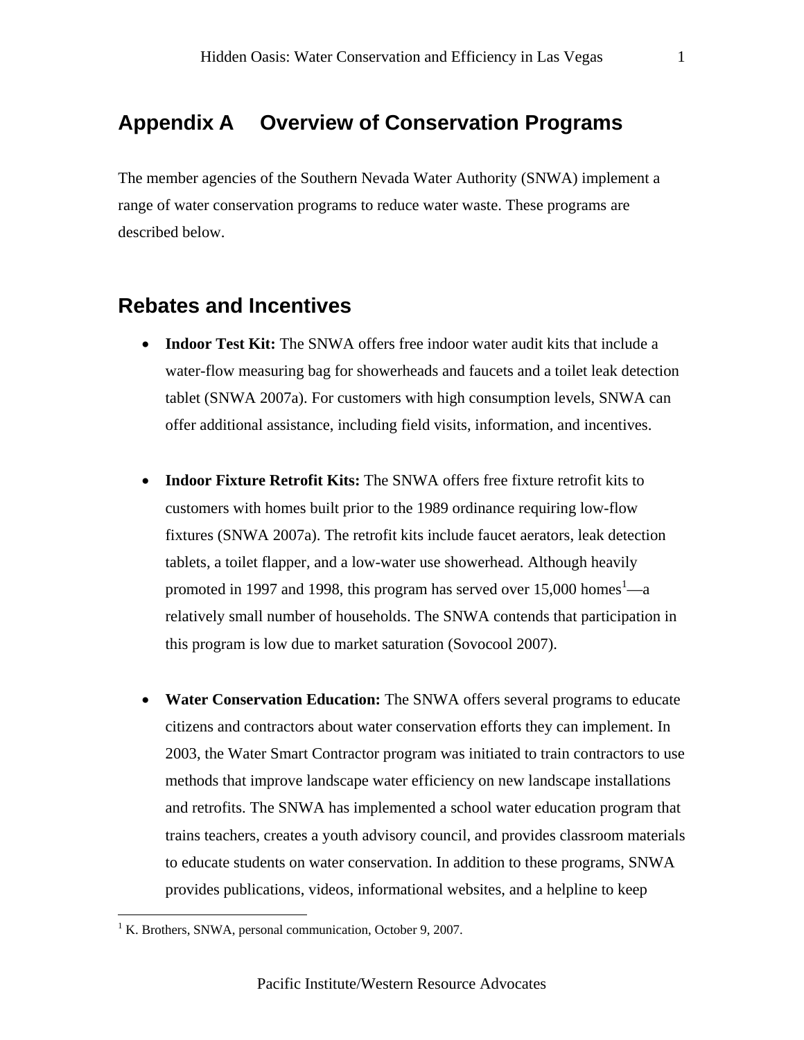# Appendix A Overview of Conservation Programs

The member agencies of the Southern Nevada Water Authority (SNWA) implement a range of water conservation programs to reduce water waste. These programs are described below.

## Rebates and Incentives

- **Indoor Test Kit:** The SNWA offers free indoor water audit kits that include a water-flow measuring bag for showerheads and faucets and a toilet leak detection tablet (SNWA 2007a). For customers with high consumption levels, SNWA can offer additional assistance, including field visits, information, and incentives.

- **Indoor Fixture Retrofit Kits:** The SNWA offers free fixture retrofit kits to customers with homes built prior to the 1989 ordinance requiring low-flow fixtures (SNWA 2007a). The retrofit kits include faucet aerators, leak detection tablets, a toilet flapper, and a low-water use showerhead. Although heavily promoted in 1997 and 1998, this program has served over 15,000 homes[1]—a relatively small number of households. The SNWA contends that participation in this program is low due to market saturation (Sovocool 2007).

- **Water Conservation Education:** The SNWA offers several programs to educate citizens and contractors about water conservation efforts they can implement. In 2003, the Water Smart Contractor program was initiated to train contractors to use methods that improve landscape water efficiency on new landscape installations and retrofits. The SNWA has implemented a school water education program that trains teachers, creates a youth advisory council, and provides classroom materials to educate students on water conservation. In addition to these programs, SNWA provides publications, videos, informational websites, and a helpline to keep

[1] K. Brothers, SNWA, personal communication, October 9, 2007.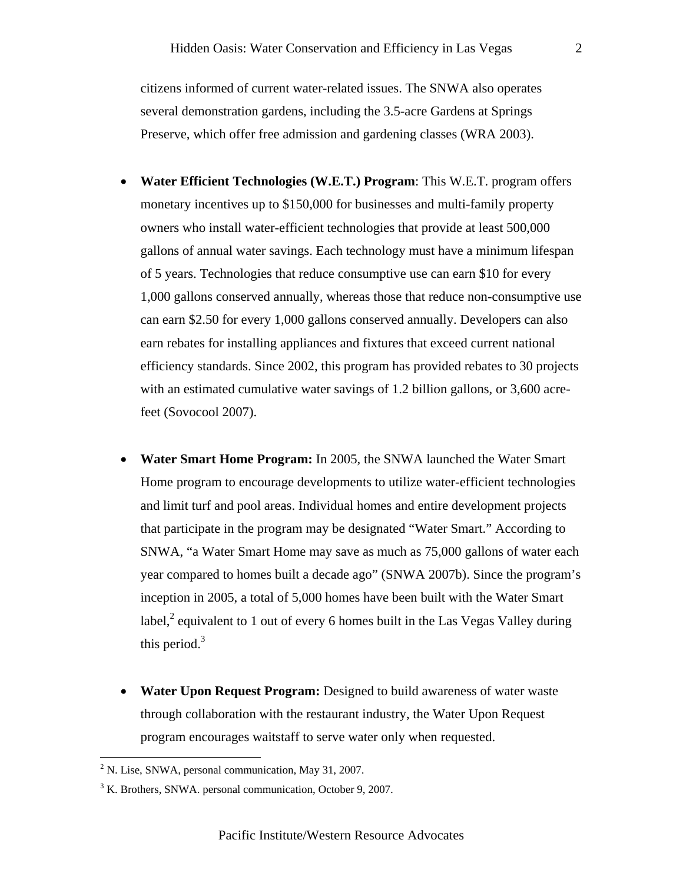citizens informed of current water-related issues. The SNWA also operates several demonstration gardens, including the 3.5-acre Gardens at Springs Preserve, which offer free admission and gardening classes (WRA 2003).

- **Water Efficient Technologies (W.E.T.) Program**: This W.E.T. program offers monetary incentives up to $150,000 for businesses and multi-family property owners who install water-efficient technologies that provide at least 500,000 gallons of annual water savings. Each technology must have a minimum lifespan of 5 years. Technologies that reduce consumptive use can earn $10 for every 1,000 gallons conserved annually, whereas those that reduce non-consumptive use can earn $2.50 for every 1,000 gallons conserved annually. Developers can also earn rebates for installing appliances and fixtures that exceed current national efficiency standards. Since 2002, this program has provided rebates to 30 projects with an estimated cumulative water savings of 1.2 billion gallons, or 3,600 acre-feet (Sovocool 2007).

- **Water Smart Home Program:** In 2005, the SNWA launched the Water Smart Home program to encourage developments to utilize water-efficient technologies and limit turf and pool areas. Individual homes and entire development projects that participate in the program may be designated "Water Smart." According to SNWA, "a Water Smart Home may save as much as 75,000 gallons of water each year compared to homes built a decade ago" (SNWA 2007b). Since the program's inception in 2005, a total of 5,000 homes have been built with the Water Smart label,[2] equivalent to 1 out of every 6 homes built in the Las Vegas Valley during this period.[3]

- **Water Upon Request Program:** Designed to build awareness of water waste through collaboration with the restaurant industry, the Water Upon Request program encourages waitstaff to serve water only when requested.

[2] N. Lise, SNWA, personal communication, May 31, 2007.

[3] K. Brothers, SNWA. personal communication, October 9, 2007.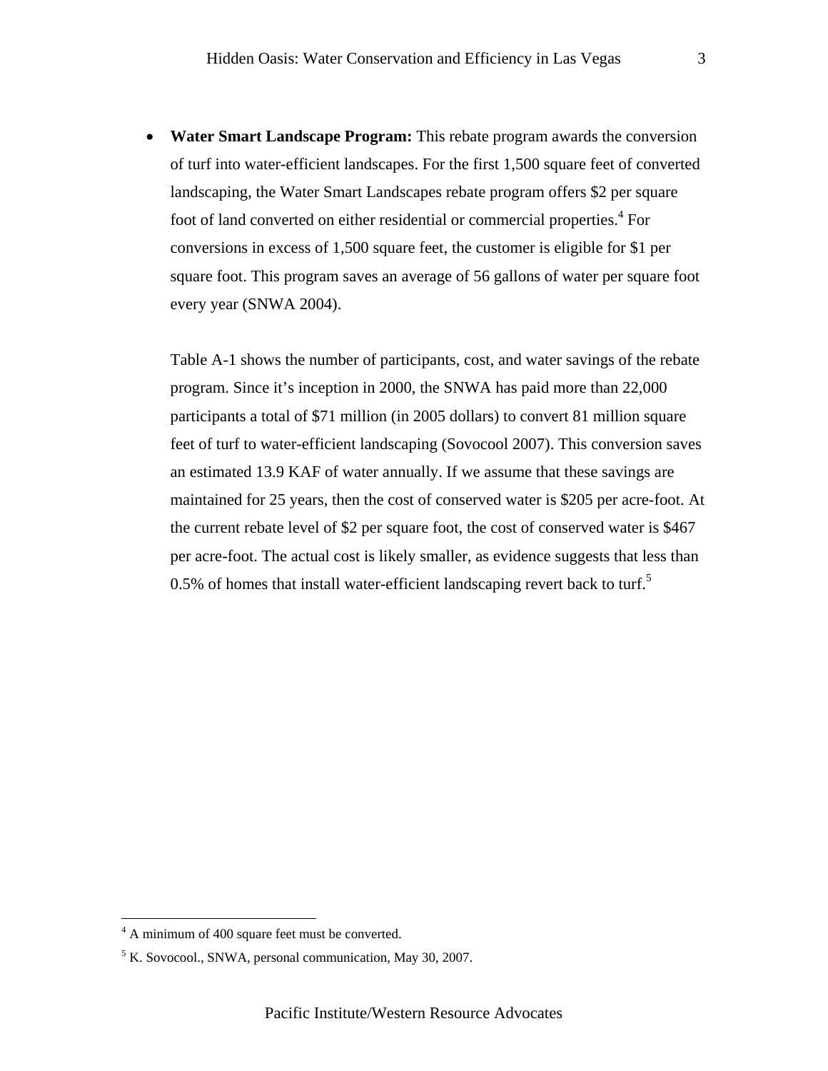- **Water Smart Landscape Program:** This rebate program awards the conversion of turf into water-efficient landscapes. For the first 1,500 square feet of converted landscaping, the Water Smart Landscapes rebate program offers $2 per square foot of land converted on either residential or commercial properties.[4] For conversions in excess of 1,500 square feet, the customer is eligible for $1 per square foot. This program saves an average of 56 gallons of water per square foot every year (SNWA 2004).

  Table A-1 shows the number of participants, cost, and water savings of the rebate program. Since it's inception in 2000, the SNWA has paid more than 22,000 participants a total of $71 million (in 2005 dollars) to convert 81 million square feet of turf to water-efficient landscaping (Sovocool 2007). This conversion saves an estimated 13.9 KAF of water annually. If we assume that these savings are maintained for 25 years, then the cost of conserved water is $205 per acre-foot. At the current rebate level of $2 per square foot, the cost of conserved water is $467 per acre-foot. The actual cost is likely smaller, as evidence suggests that less than 0.5% of homes that install water-efficient landscaping revert back to turf.[5]

---

[4] A minimum of 400 square feet must be converted.

[5] K. Sovocool., SNWA, personal communication, May 30, 2007.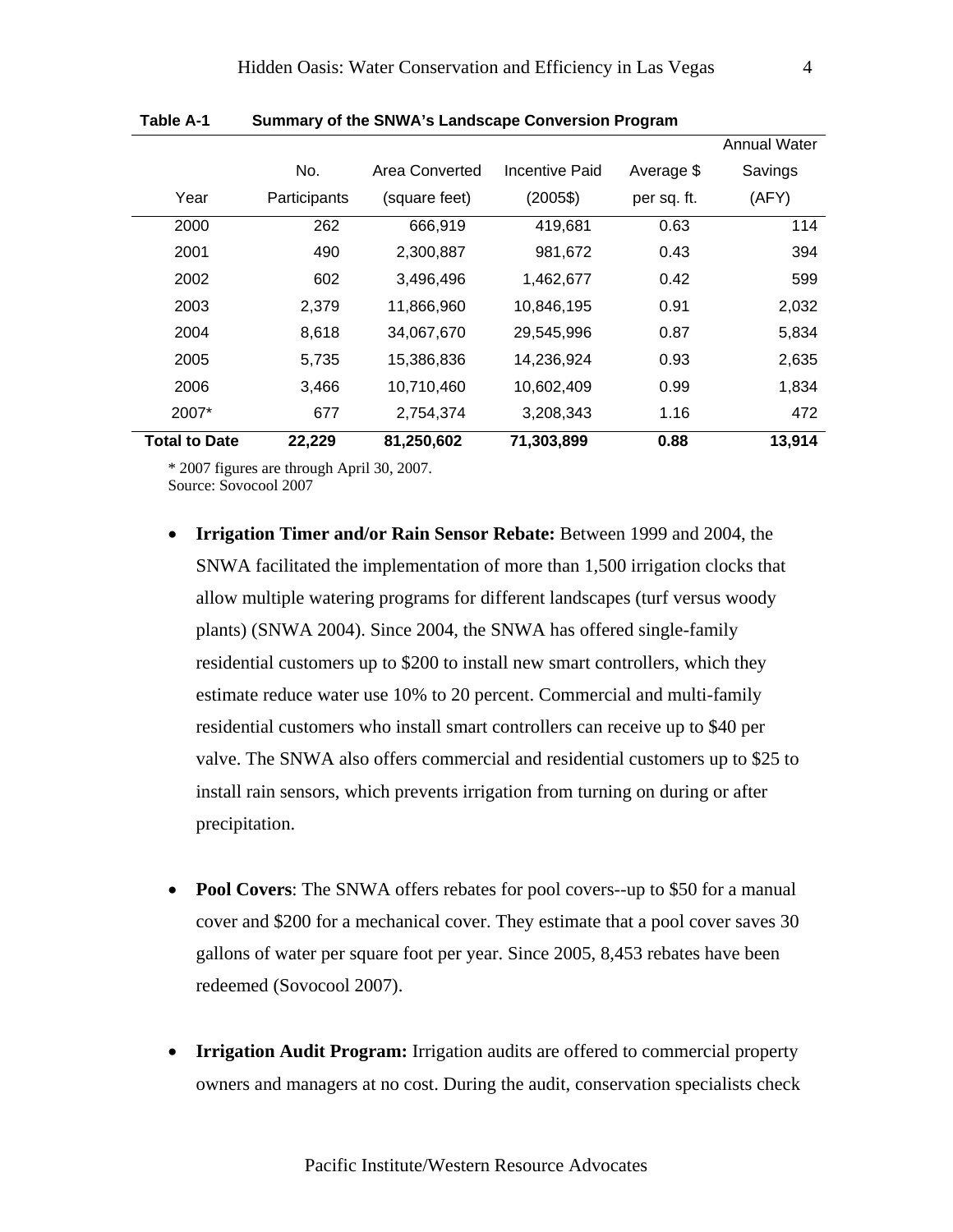**Table A-1 Summary of the SNWA's Landscape Conversion Program**

| Year | No. Participants | Area Converted (square feet) | Incentive Paid (2005$) | Average $ per sq. ft. | Annual Water Savings (AFY) |
|---|---|---|---|---|---|
| 2000 | 262 | 666,919 | 419,681 | 0.63 | 114 |
| 2001 | 490 | 2,300,887 | 981,672 | 0.43 | 394 |
| 2002 | 602 | 3,496,496 | 1,462,677 | 0.42 | 599 |
| 2003 | 2,379 | 11,866,960 | 10,846,195 | 0.91 | 2,032 |
| 2004 | 8,618 | 34,067,670 | 29,545,996 | 0.87 | 5,834 |
| 2005 | 5,735 | 15,386,836 | 14,236,924 | 0.93 | 2,635 |
| 2006 | 3,466 | 10,710,460 | 10,602,409 | 0.99 | 1,834 |
| 2007* | 677 | 2,754,374 | 3,208,343 | 1.16 | 472 |
| **Total to Date** | **22,229** | **81,250,602** | **71,303,899** | **0.88** | **13,914** |

\* 2007 figures are through April 30, 2007.
Source: Sovocool 2007

- **Irrigation Timer and/or Rain Sensor Rebate:** Between 1999 and 2004, the SNWA facilitated the implementation of more than 1,500 irrigation clocks that allow multiple watering programs for different landscapes (turf versus woody plants) (SNWA 2004). Since 2004, the SNWA has offered single-family residential customers up to $200 to install new smart controllers, which they estimate reduce water use 10% to 20 percent. Commercial and multi-family residential customers who install smart controllers can receive up to $40 per valve. The SNWA also offers commercial and residential customers up to $25 to install rain sensors, which prevents irrigation from turning on during or after precipitation.

- **Pool Covers**: The SNWA offers rebates for pool covers--up to $50 for a manual cover and $200 for a mechanical cover. They estimate that a pool cover saves 30 gallons of water per square foot per year. Since 2005, 8,453 rebates have been redeemed (Sovocool 2007).

- **Irrigation Audit Program:** Irrigation audits are offered to commercial property owners and managers at no cost. During the audit, conservation specialists check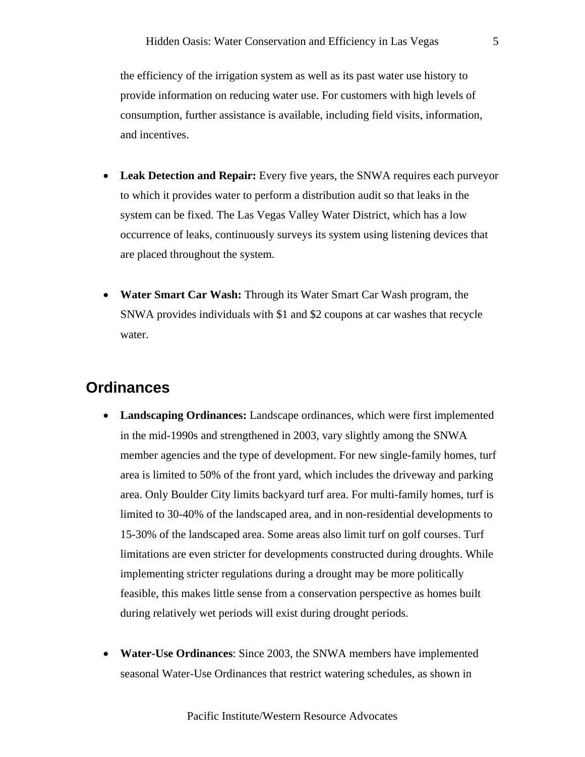the efficiency of the irrigation system as well as its past water use history to provide information on reducing water use. For customers with high levels of consumption, further assistance is available, including field visits, information, and incentives.

- **Leak Detection and Repair:** Every five years, the SNWA requires each purveyor to which it provides water to perform a distribution audit so that leaks in the system can be fixed. The Las Vegas Valley Water District, which has a low occurrence of leaks, continuously surveys its system using listening devices that are placed throughout the system.

- **Water Smart Car Wash:** Through its Water Smart Car Wash program, the SNWA provides individuals with $1 and $2 coupons at car washes that recycle water.

## Ordinances

- **Landscaping Ordinances:** Landscape ordinances, which were first implemented in the mid-1990s and strengthened in 2003, vary slightly among the SNWA member agencies and the type of development. For new single-family homes, turf area is limited to 50% of the front yard, which includes the driveway and parking area. Only Boulder City limits backyard turf area. For multi-family homes, turf is limited to 30-40% of the landscaped area, and in non-residential developments to 15-30% of the landscaped area. Some areas also limit turf on golf courses. Turf limitations are even stricter for developments constructed during droughts. While implementing stricter regulations during a drought may be more politically feasible, this makes little sense from a conservation perspective as homes built during relatively wet periods will exist during drought periods.

- **Water-Use Ordinances**: Since 2003, the SNWA members have implemented seasonal Water-Use Ordinances that restrict watering schedules, as shown in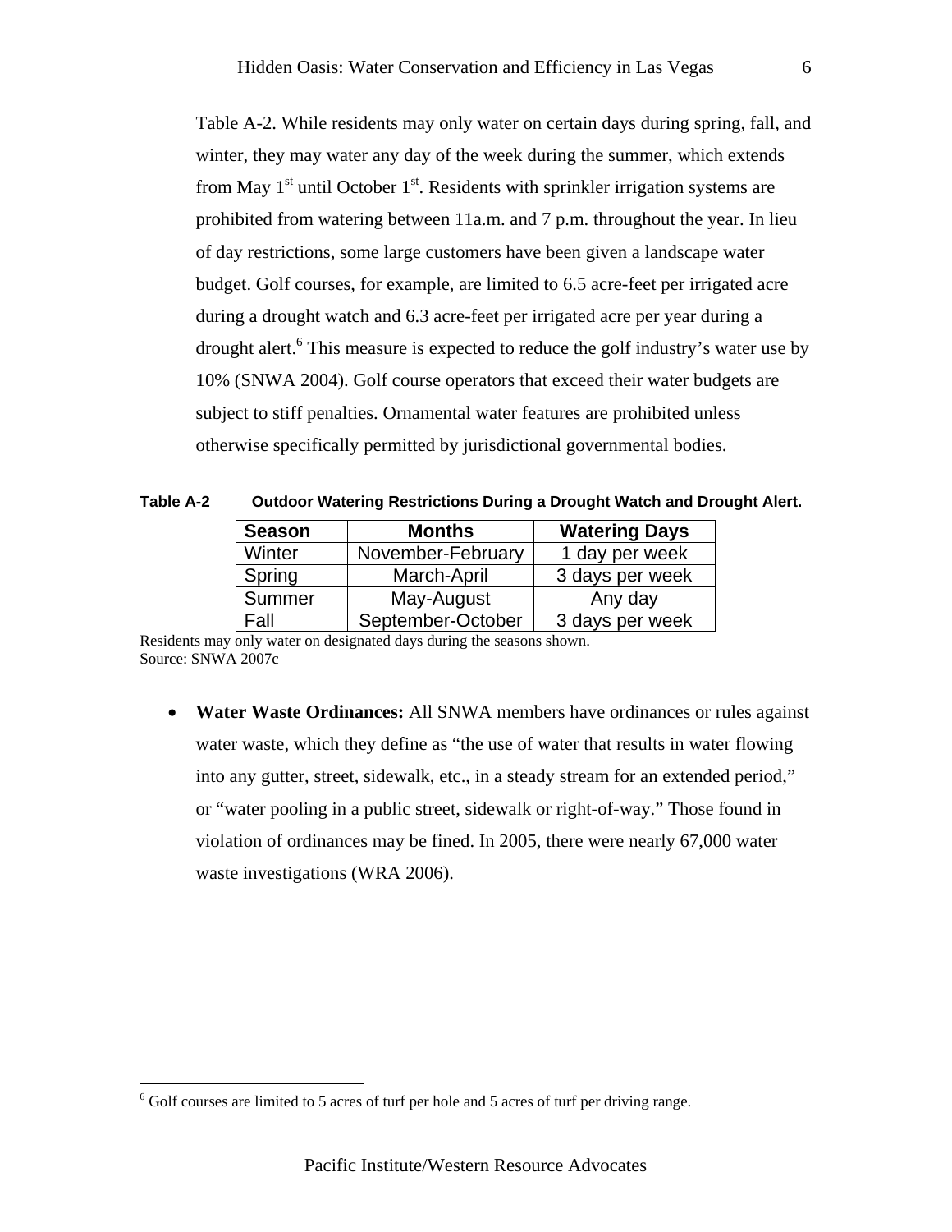Table A-2. While residents may only water on certain days during spring, fall, and winter, they may water any day of the week during the summer, which extends from May 1st until October 1st. Residents with sprinkler irrigation systems are prohibited from watering between 11a.m. and 7 p.m. throughout the year. In lieu of day restrictions, some large customers have been given a landscape water budget. Golf courses, for example, are limited to 6.5 acre-feet per irrigated acre during a drought watch and 6.3 acre-feet per irrigated acre per year during a drought alert.[6] This measure is expected to reduce the golf industry's water use by 10% (SNWA 2004). Golf course operators that exceed their water budgets are subject to stiff penalties. Ornamental water features are prohibited unless otherwise specifically permitted by jurisdictional governmental bodies.

**Table A-2 Outdoor Watering Restrictions During a Drought Watch and Drought Alert.**

| Season | Months | Watering Days |
|---|---|---|
| Winter | November-February | 1 day per week |
| Spring | March-April | 3 days per week |
| Summer | May-August | Any day |
| Fall | September-October | 3 days per week |

Residents may only water on designated days during the seasons shown.
Source: SNWA 2007c

- **Water Waste Ordinances:** All SNWA members have ordinances or rules against water waste, which they define as "the use of water that results in water flowing into any gutter, street, sidewalk, etc., in a steady stream for an extended period," or "water pooling in a public street, sidewalk or right-of-way." Those found in violation of ordinances may be fined. In 2005, there were nearly 67,000 water waste investigations (WRA 2006).

[6] Golf courses are limited to 5 acres of turf per hole and 5 acres of turf per driving range.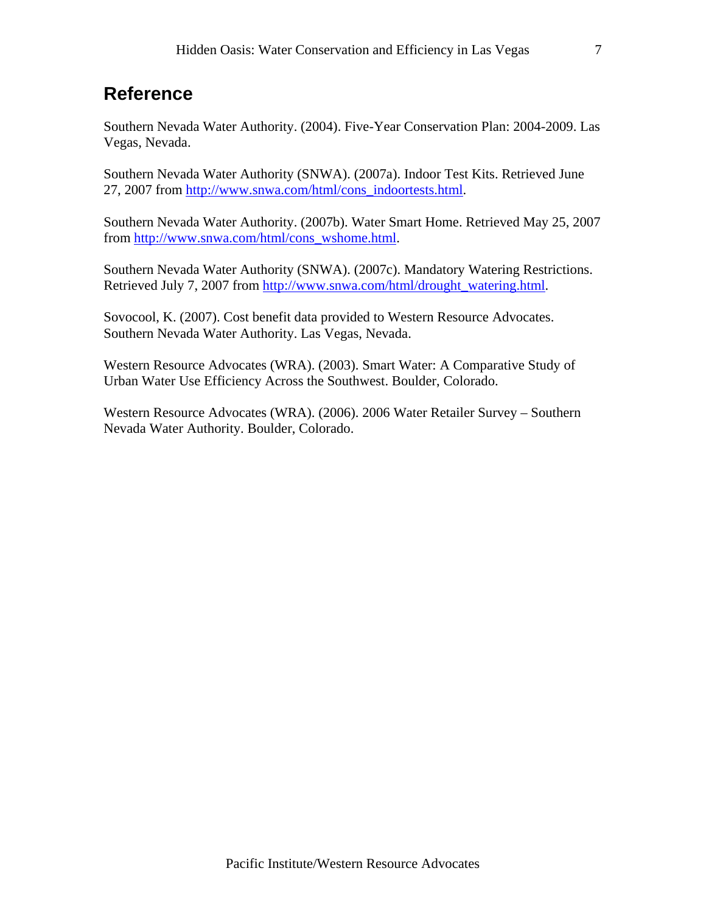## Reference

Southern Nevada Water Authority. (2004). Five-Year Conservation Plan: 2004-2009. Las Vegas, Nevada.

Southern Nevada Water Authority (SNWA). (2007a). Indoor Test Kits. Retrieved June 27, 2007 from http://www.snwa.com/html/cons_indoortests.html.

Southern Nevada Water Authority. (2007b). Water Smart Home. Retrieved May 25, 2007 from http://www.snwa.com/html/cons_wshome.html.

Southern Nevada Water Authority (SNWA). (2007c). Mandatory Watering Restrictions. Retrieved July 7, 2007 from http://www.snwa.com/html/drought_watering.html.

Sovocool, K. (2007). Cost benefit data provided to Western Resource Advocates. Southern Nevada Water Authority. Las Vegas, Nevada.

Western Resource Advocates (WRA). (2003). Smart Water: A Comparative Study of Urban Water Use Efficiency Across the Southwest. Boulder, Colorado.

Western Resource Advocates (WRA). (2006). 2006 Water Retailer Survey – Southern Nevada Water Authority. Boulder, Colorado.